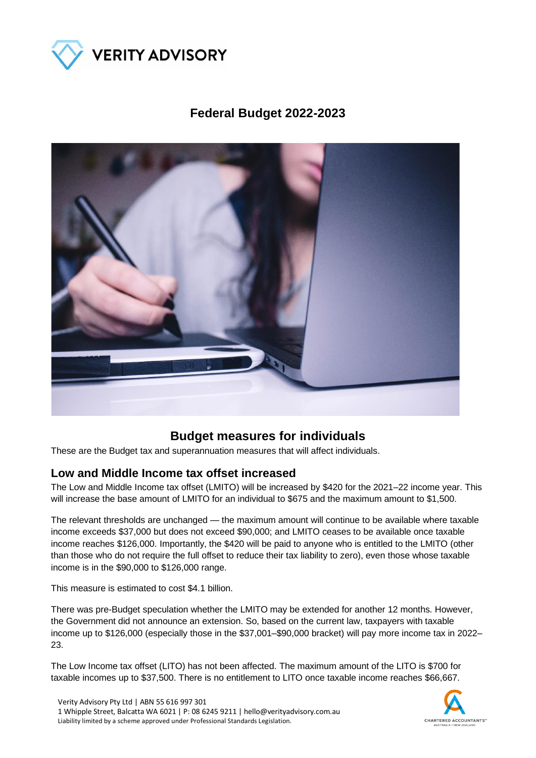# Federal Budget 2022-2023

## Budget measures for individuals

These are the Budget tax and superannuation measures that will affect individuals.

### Low and Middle Income tax offset increased

The Low and Middle Income tax offset (LMITO) will be increased by $420 for the 2021–22 income year. This will increase the base amount of LMITO for an individual to $675 and the maximum amount to $1,500.

The relevant thresholds are unchanged — the maximum amount will continue to be available where taxable income exceeds $37,000 but does not exceed $90,000; and LMITO ceases to be available once taxable income reaches $126,000. Importantly, the $420 will be paid to anyone who is entitled to the LMITO (other than those who do not require the full offset to reduce their tax liability to zero), even those whose taxable income is in the $90,000 to $126,000 range.

This measure is estimated to cost $4.1 billion.

There was pre-Budget speculation whether the LMITO may be extended for another 12 months. However, the Government did not announce an extension. So, based on the current law, taxpayers with taxable income up to $126,000 (especially those in the $37,001–$90,000 bracket) will pay more income tax in 2022–23.

The Low Income tax offset (LITO) has not been affected. The maximum amount of the LITO is $700 for taxable incomes up to $37,500. There is no entitlement to LITO once taxable income reaches $66,667.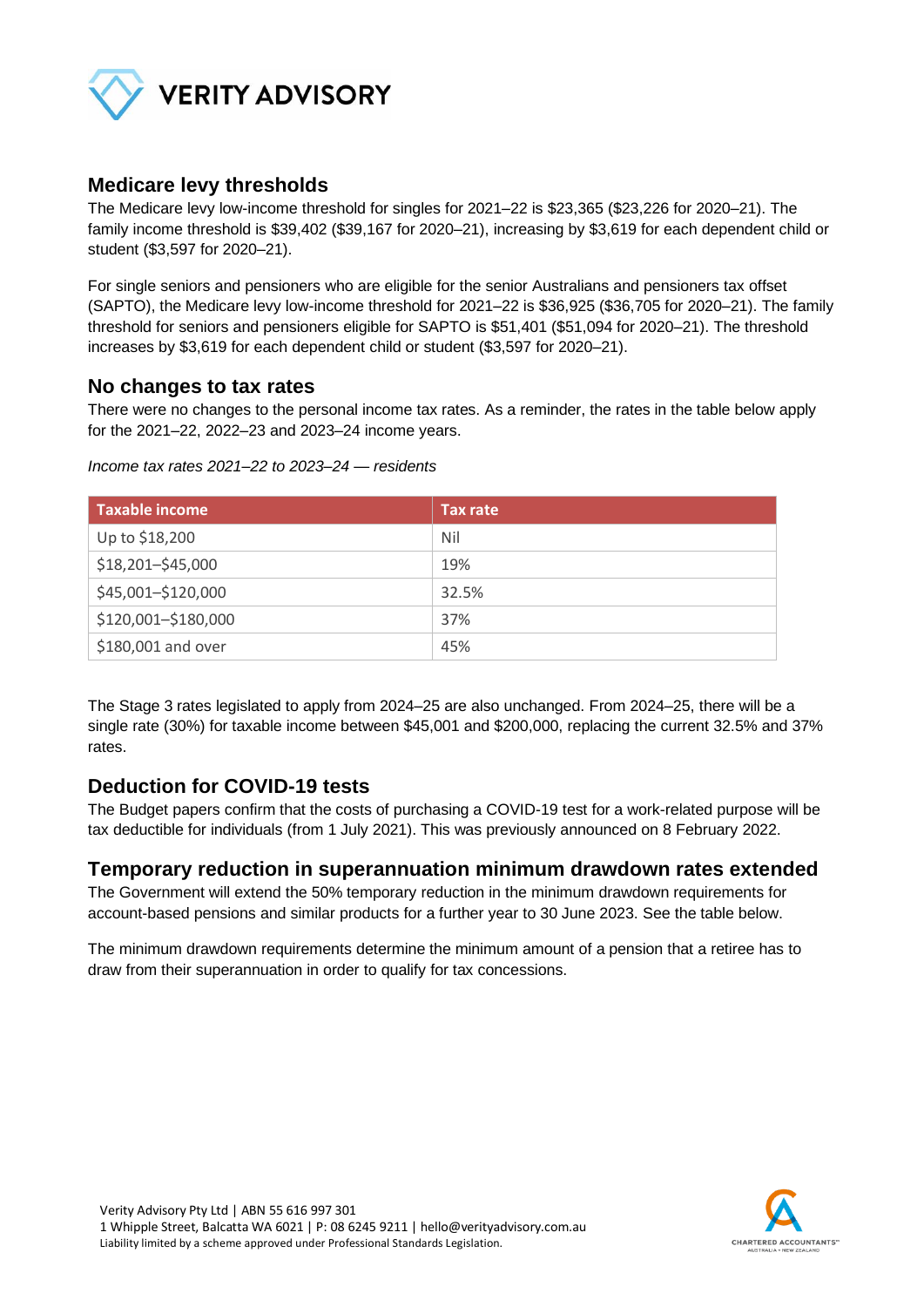## Medicare levy thresholds

The Medicare levy low-income threshold for singles for 2021–22 is $23,365 ($23,226 for 2020–21). The family income threshold is $39,402 ($39,167 for 2020–21), increasing by $3,619 for each dependent child or student ($3,597 for 2020–21).

For single seniors and pensioners who are eligible for the senior Australians and pensioners tax offset (SAPTO), the Medicare levy low-income threshold for 2021–22 is $36,925 ($36,705 for 2020–21). The family threshold for seniors and pensioners eligible for SAPTO is $51,401 ($51,094 for 2020–21). The threshold increases by $3,619 for each dependent child or student ($3,597 for 2020–21).

## No changes to tax rates

There were no changes to the personal income tax rates. As a reminder, the rates in the table below apply for the 2021–22, 2022–23 and 2023–24 income years.

*Income tax rates 2021–22 to 2023–24 — residents*

| Taxable income | Tax rate |
|---|---|
| Up to $18,200 | Nil |
| $18,201–$45,000 | 19% |
| $45,001–$120,000 | 32.5% |
| $120,001–$180,000 | 37% |
| $180,001 and over | 45% |

The Stage 3 rates legislated to apply from 2024–25 are also unchanged. From 2024–25, there will be a single rate (30%) for taxable income between $45,001 and $200,000, replacing the current 32.5% and 37% rates.

## Deduction for COVID-19 tests

The Budget papers confirm that the costs of purchasing a COVID-19 test for a work-related purpose will be tax deductible for individuals (from 1 July 2021). This was previously announced on 8 February 2022.

## Temporary reduction in superannuation minimum drawdown rates extended

The Government will extend the 50% temporary reduction in the minimum drawdown requirements for account-based pensions and similar products for a further year to 30 June 2023. See the table below.

The minimum drawdown requirements determine the minimum amount of a pension that a retiree has to draw from their superannuation in order to qualify for tax concessions.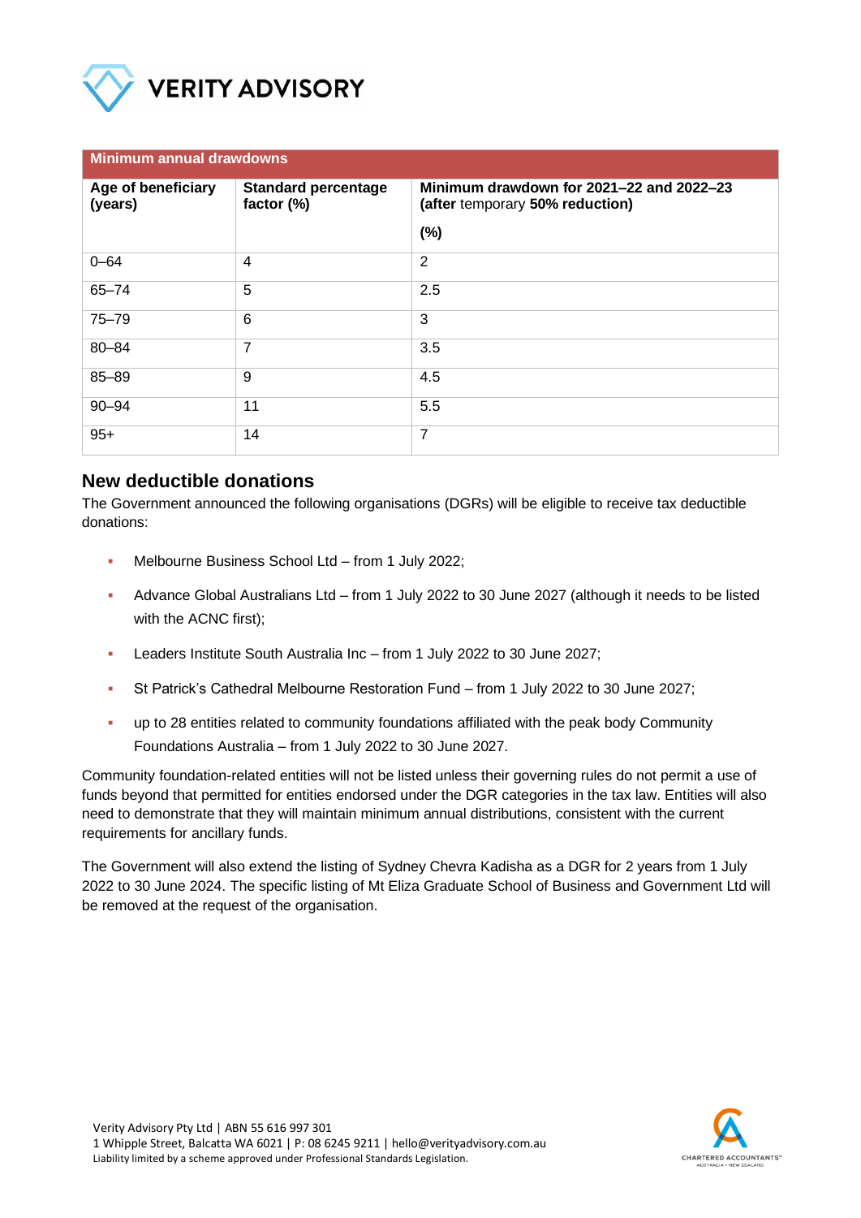| Minimum annual drawdowns | | |
|---|---|---|
| **Age of beneficiary (years)** | **Standard percentage factor (%)** | **Minimum drawdown for 2021–22 and 2022–23 (after temporary 50% reduction) (%)** |
| 0–64 | 4 | 2 |
| 65–74 | 5 | 2.5 |
| 75–79 | 6 | 3 |
| 80–84 | 7 | 3.5 |
| 85–89 | 9 | 4.5 |
| 90–94 | 11 | 5.5 |
| 95+ | 14 | 7 |

## New deductible donations

The Government announced the following organisations (DGRs) will be eligible to receive tax deductible donations:

- Melbourne Business School Ltd – from 1 July 2022;
- Advance Global Australians Ltd – from 1 July 2022 to 30 June 2027 (although it needs to be listed with the ACNC first);
- Leaders Institute South Australia Inc – from 1 July 2022 to 30 June 2027;
- St Patrick's Cathedral Melbourne Restoration Fund – from 1 July 2022 to 30 June 2027;
- up to 28 entities related to community foundations affiliated with the peak body Community Foundations Australia – from 1 July 2022 to 30 June 2027.

Community foundation-related entities will not be listed unless their governing rules do not permit a use of funds beyond that permitted for entities endorsed under the DGR categories in the tax law. Entities will also need to demonstrate that they will maintain minimum annual distributions, consistent with the current requirements for ancillary funds.

The Government will also extend the listing of Sydney Chevra Kadisha as a DGR for 2 years from 1 July 2022 to 30 June 2024. The specific listing of Mt Eliza Graduate School of Business and Government Ltd will be removed at the request of the organisation.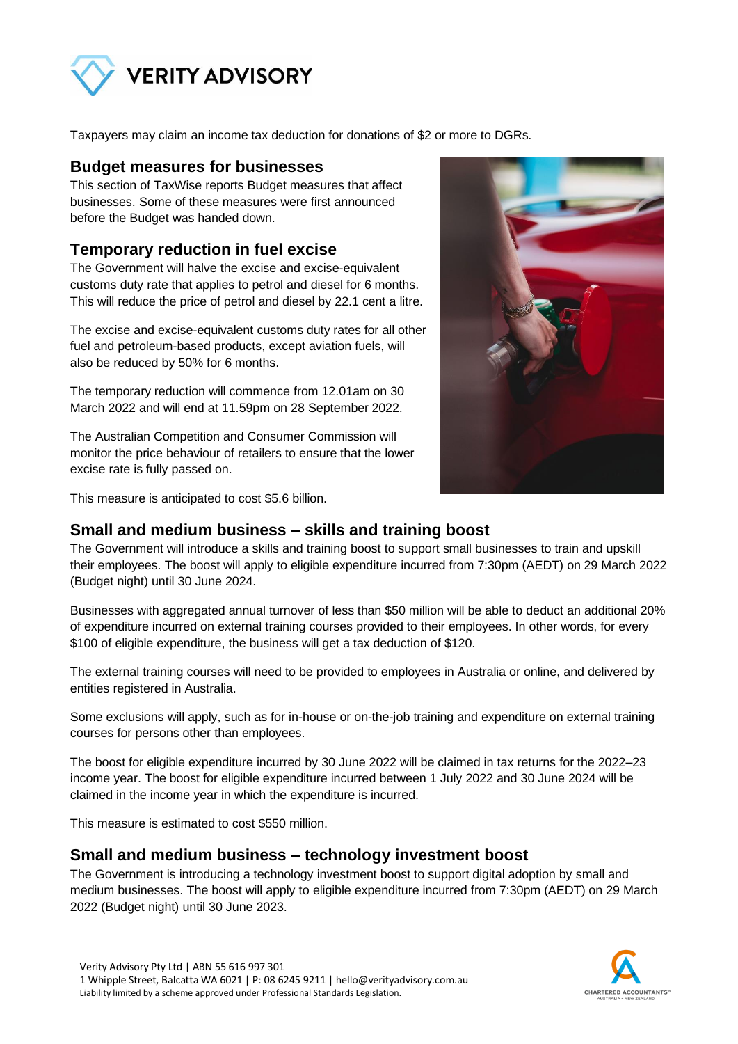Taxpayers may claim an income tax deduction for donations of $2 or more to DGRs.

## Budget measures for businesses

This section of TaxWise reports Budget measures that affect businesses. Some of these measures were first announced before the Budget was handed down.

## Temporary reduction in fuel excise

The Government will halve the excise and excise-equivalent customs duty rate that applies to petrol and diesel for 6 months. This will reduce the price of petrol and diesel by 22.1 cent a litre.

The excise and excise-equivalent customs duty rates for all other fuel and petroleum-based products, except aviation fuels, will also be reduced by 50% for 6 months.

The temporary reduction will commence from 12.01am on 30 March 2022 and will end at 11.59pm on 28 September 2022.

The Australian Competition and Consumer Commission will monitor the price behaviour of retailers to ensure that the lower excise rate is fully passed on.

This measure is anticipated to cost $5.6 billion.

## Small and medium business – skills and training boost

The Government will introduce a skills and training boost to support small businesses to train and upskill their employees. The boost will apply to eligible expenditure incurred from 7:30pm (AEDT) on 29 March 2022 (Budget night) until 30 June 2024.

Businesses with aggregated annual turnover of less than $50 million will be able to deduct an additional 20% of expenditure incurred on external training courses provided to their employees. In other words, for every $100 of eligible expenditure, the business will get a tax deduction of $120.

The external training courses will need to be provided to employees in Australia or online, and delivered by entities registered in Australia.

Some exclusions will apply, such as for in-house or on-the-job training and expenditure on external training courses for persons other than employees.

The boost for eligible expenditure incurred by 30 June 2022 will be claimed in tax returns for the 2022–23 income year. The boost for eligible expenditure incurred between 1 July 2022 and 30 June 2024 will be claimed in the income year in which the expenditure is incurred.

This measure is estimated to cost $550 million.

## Small and medium business – technology investment boost

The Government is introducing a technology investment boost to support digital adoption by small and medium businesses. The boost will apply to eligible expenditure incurred from 7:30pm (AEDT) on 29 March 2022 (Budget night) until 30 June 2023.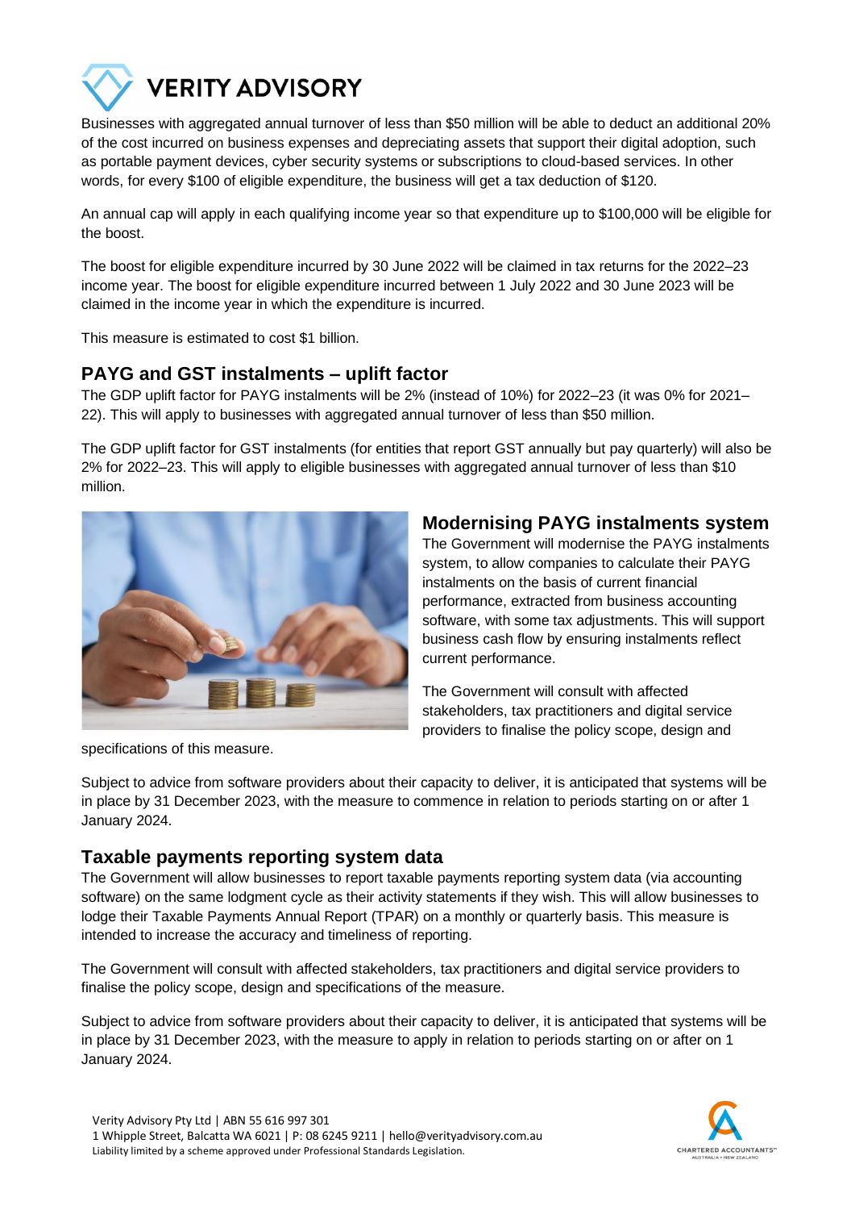Businesses with aggregated annual turnover of less than $50 million will be able to deduct an additional 20% of the cost incurred on business expenses and depreciating assets that support their digital adoption, such as portable payment devices, cyber security systems or subscriptions to cloud-based services. In other words, for every $100 of eligible expenditure, the business will get a tax deduction of $120.

An annual cap will apply in each qualifying income year so that expenditure up to $100,000 will be eligible for the boost.

The boost for eligible expenditure incurred by 30 June 2022 will be claimed in tax returns for the 2022–23 income year. The boost for eligible expenditure incurred between 1 July 2022 and 30 June 2023 will be claimed in the income year in which the expenditure is incurred.

This measure is estimated to cost $1 billion.

## PAYG and GST instalments – uplift factor

The GDP uplift factor for PAYG instalments will be 2% (instead of 10%) for 2022–23 (it was 0% for 2021–22). This will apply to businesses with aggregated annual turnover of less than $50 million.

The GDP uplift factor for GST instalments (for entities that report GST annually but pay quarterly) will also be 2% for 2022–23. This will apply to eligible businesses with aggregated annual turnover of less than $10 million.

## Modernising PAYG instalments system

The Government will modernise the PAYG instalments system, to allow companies to calculate their PAYG instalments on the basis of current financial performance, extracted from business accounting software, with some tax adjustments. This will support business cash flow by ensuring instalments reflect current performance.

The Government will consult with affected stakeholders, tax practitioners and digital service providers to finalise the policy scope, design and specifications of this measure.

Subject to advice from software providers about their capacity to deliver, it is anticipated that systems will be in place by 31 December 2023, with the measure to commence in relation to periods starting on or after 1 January 2024.

## Taxable payments reporting system data

The Government will allow businesses to report taxable payments reporting system data (via accounting software) on the same lodgment cycle as their activity statements if they wish. This will allow businesses to lodge their Taxable Payments Annual Report (TPAR) on a monthly or quarterly basis. This measure is intended to increase the accuracy and timeliness of reporting.

The Government will consult with affected stakeholders, tax practitioners and digital service providers to finalise the policy scope, design and specifications of the measure.

Subject to advice from software providers about their capacity to deliver, it is anticipated that systems will be in place by 31 December 2023, with the measure to apply in relation to periods starting on or after on 1 January 2024.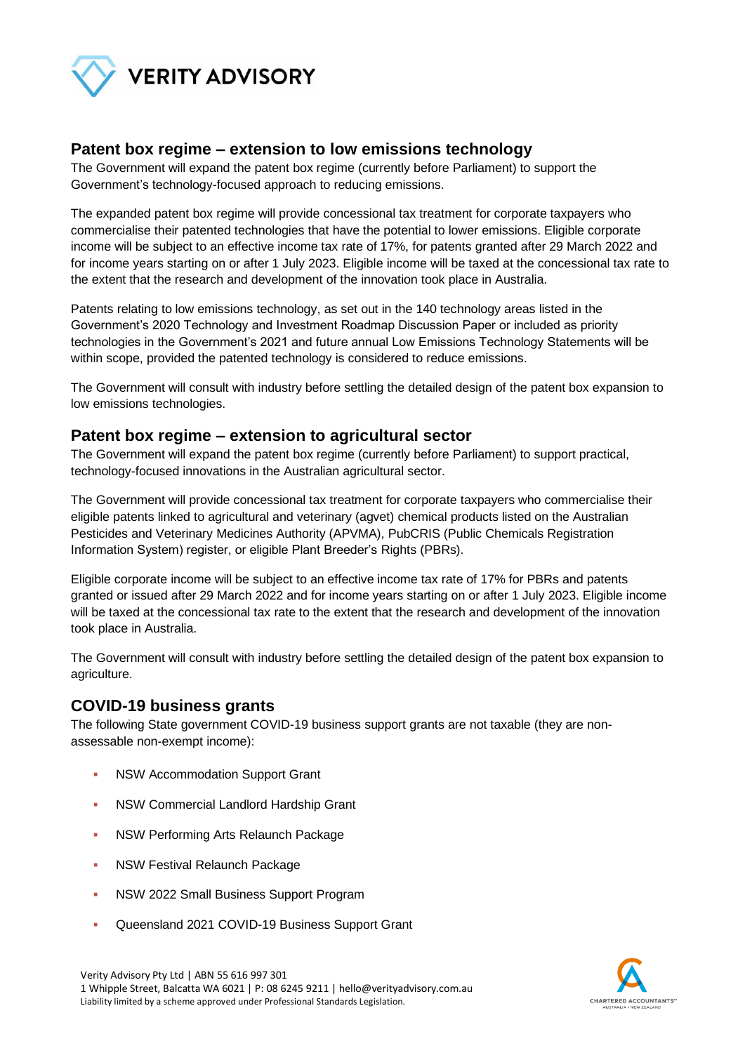## Patent box regime – extension to low emissions technology

The Government will expand the patent box regime (currently before Parliament) to support the Government's technology-focused approach to reducing emissions.

The expanded patent box regime will provide concessional tax treatment for corporate taxpayers who commercialise their patented technologies that have the potential to lower emissions. Eligible corporate income will be subject to an effective income tax rate of 17%, for patents granted after 29 March 2022 and for income years starting on or after 1 July 2023. Eligible income will be taxed at the concessional tax rate to the extent that the research and development of the innovation took place in Australia.

Patents relating to low emissions technology, as set out in the 140 technology areas listed in the Government's 2020 Technology and Investment Roadmap Discussion Paper or included as priority technologies in the Government's 2021 and future annual Low Emissions Technology Statements will be within scope, provided the patented technology is considered to reduce emissions.

The Government will consult with industry before settling the detailed design of the patent box expansion to low emissions technologies.

## Patent box regime – extension to agricultural sector

The Government will expand the patent box regime (currently before Parliament) to support practical, technology-focused innovations in the Australian agricultural sector.

The Government will provide concessional tax treatment for corporate taxpayers who commercialise their eligible patents linked to agricultural and veterinary (agvet) chemical products listed on the Australian Pesticides and Veterinary Medicines Authority (APVMA), PubCRIS (Public Chemicals Registration Information System) register, or eligible Plant Breeder's Rights (PBRs).

Eligible corporate income will be subject to an effective income tax rate of 17% for PBRs and patents granted or issued after 29 March 2022 and for income years starting on or after 1 July 2023. Eligible income will be taxed at the concessional tax rate to the extent that the research and development of the innovation took place in Australia.

The Government will consult with industry before settling the detailed design of the patent box expansion to agriculture.

## COVID-19 business grants

The following State government COVID-19 business support grants are not taxable (they are non-assessable non-exempt income):

- NSW Accommodation Support Grant
- NSW Commercial Landlord Hardship Grant
- NSW Performing Arts Relaunch Package
- NSW Festival Relaunch Package
- NSW 2022 Small Business Support Program
- Queensland 2021 COVID-19 Business Support Grant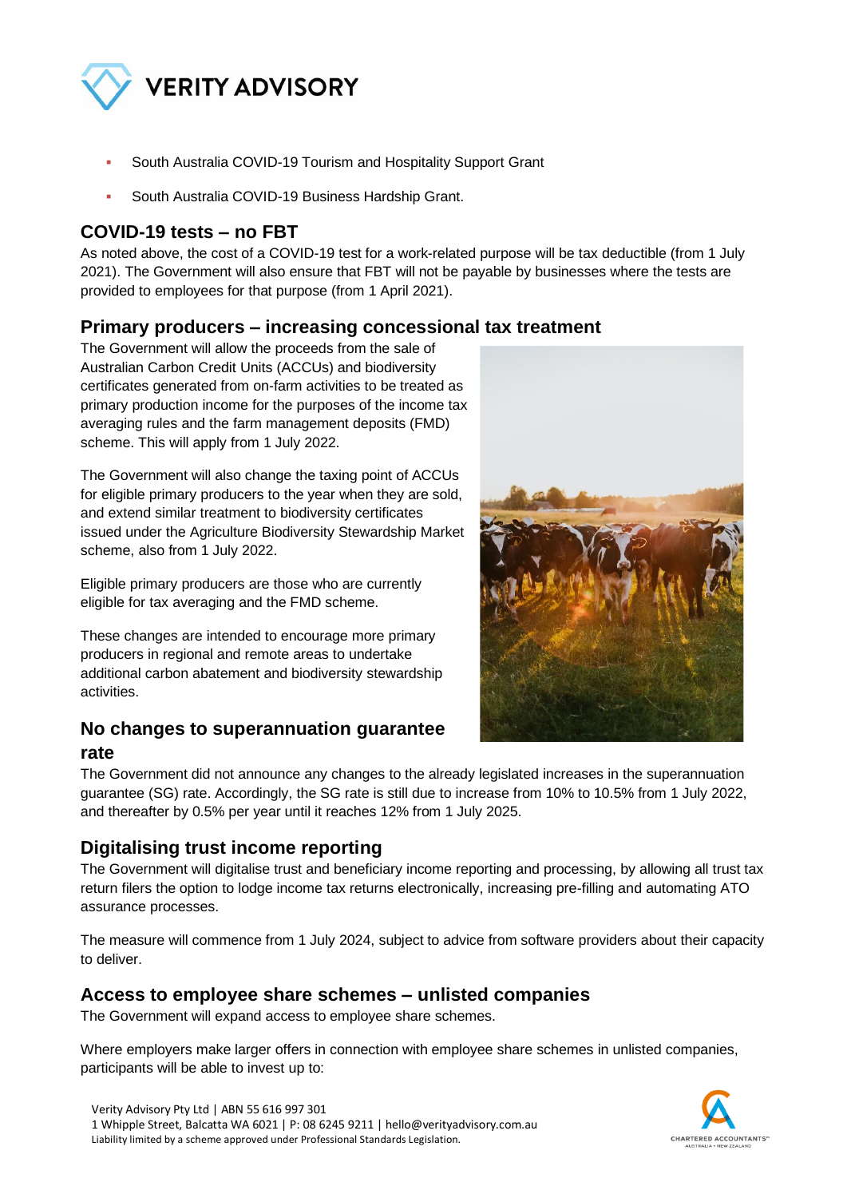- South Australia COVID-19 Tourism and Hospitality Support Grant
- South Australia COVID-19 Business Hardship Grant.

## COVID-19 tests – no FBT

As noted above, the cost of a COVID-19 test for a work-related purpose will be tax deductible (from 1 July 2021). The Government will also ensure that FBT will not be payable by businesses where the tests are provided to employees for that purpose (from 1 April 2021).

## Primary producers – increasing concessional tax treatment

The Government will allow the proceeds from the sale of Australian Carbon Credit Units (ACCUs) and biodiversity certificates generated from on-farm activities to be treated as primary production income for the purposes of the income tax averaging rules and the farm management deposits (FMD) scheme. This will apply from 1 July 2022.

The Government will also change the taxing point of ACCUs for eligible primary producers to the year when they are sold, and extend similar treatment to biodiversity certificates issued under the Agriculture Biodiversity Stewardship Market scheme, also from 1 July 2022.

Eligible primary producers are those who are currently eligible for tax averaging and the FMD scheme.

These changes are intended to encourage more primary producers in regional and remote areas to undertake additional carbon abatement and biodiversity stewardship activities.

## No changes to superannuation guarantee rate

The Government did not announce any changes to the already legislated increases in the superannuation guarantee (SG) rate. Accordingly, the SG rate is still due to increase from 10% to 10.5% from 1 July 2022, and thereafter by 0.5% per year until it reaches 12% from 1 July 2025.

## Digitalising trust income reporting

The Government will digitalise trust and beneficiary income reporting and processing, by allowing all trust tax return filers the option to lodge income tax returns electronically, increasing pre-filling and automating ATO assurance processes.

The measure will commence from 1 July 2024, subject to advice from software providers about their capacity to deliver.

## Access to employee share schemes – unlisted companies

The Government will expand access to employee share schemes.

Where employers make larger offers in connection with employee share schemes in unlisted companies, participants will be able to invest up to: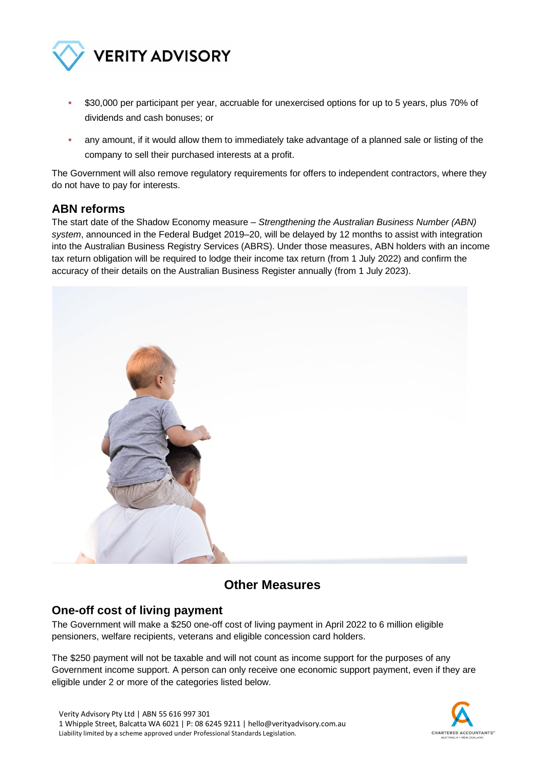- $30,000 per participant per year, accruable for unexercised options for up to 5 years, plus 70% of dividends and cash bonuses; or
- any amount, if it would allow them to immediately take advantage of a planned sale or listing of the company to sell their purchased interests at a profit.

The Government will also remove regulatory requirements for offers to independent contractors, where they do not have to pay for interests.

## ABN reforms

The start date of the Shadow Economy measure – *Strengthening the Australian Business Number (ABN) system*, announced in the Federal Budget 2019–20, will be delayed by 12 months to assist with integration into the Australian Business Registry Services (ABRS). Under those measures, ABN holders with an income tax return obligation will be required to lodge their income tax return (from 1 July 2022) and confirm the accuracy of their details on the Australian Business Register annually (from 1 July 2023).

# Other Measures

## One-off cost of living payment

The Government will make a $250 one-off cost of living payment in April 2022 to 6 million eligible pensioners, welfare recipients, veterans and eligible concession card holders.

The $250 payment will not be taxable and will not count as income support for the purposes of any Government income support. A person can only receive one economic support payment, even if they are eligible under 2 or more of the categories listed below.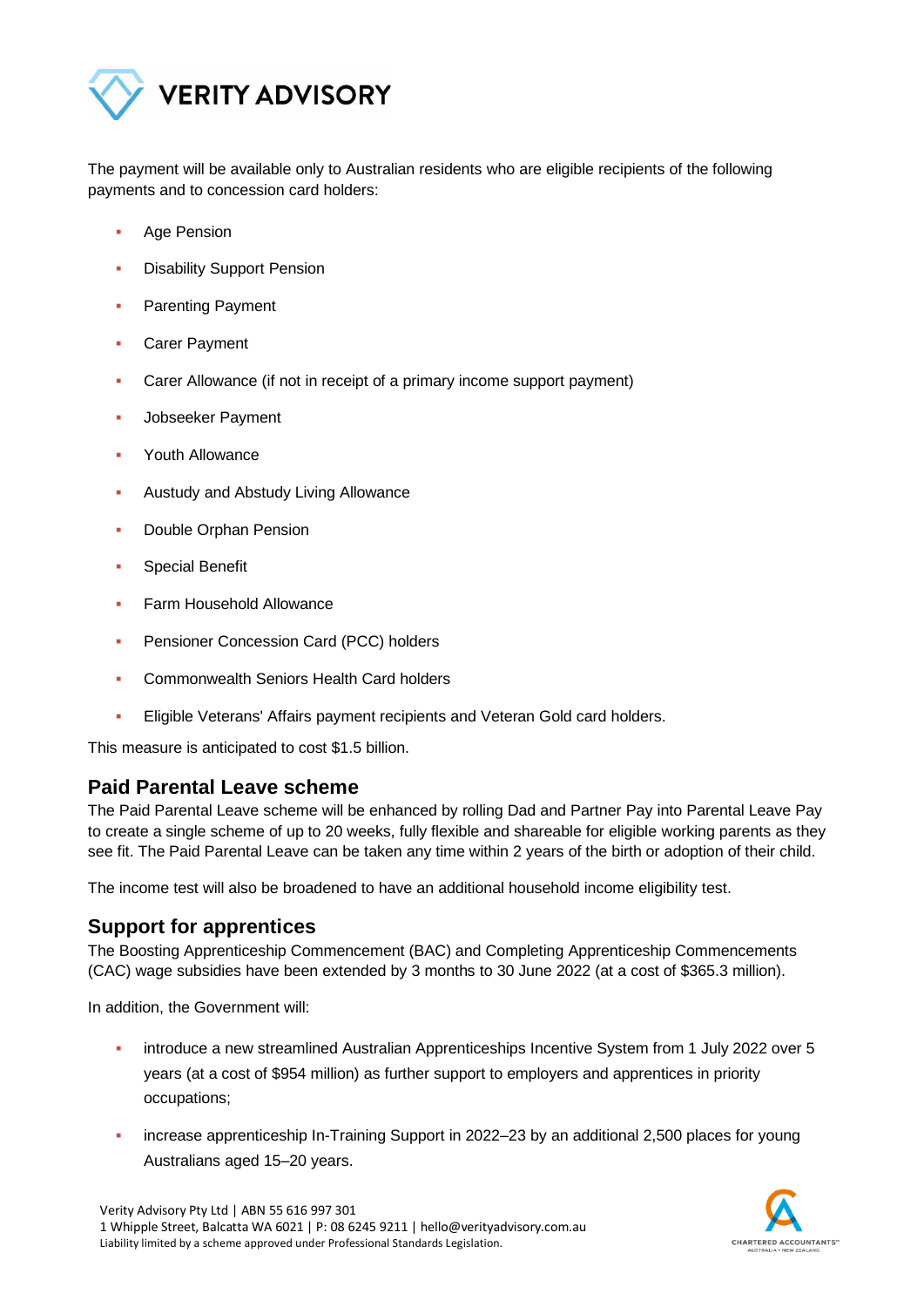The payment will be available only to Australian residents who are eligible recipients of the following payments and to concession card holders:

- Age Pension
- Disability Support Pension
- Parenting Payment
- Carer Payment
- Carer Allowance (if not in receipt of a primary income support payment)
- Jobseeker Payment
- Youth Allowance
- Austudy and Abstudy Living Allowance
- Double Orphan Pension
- Special Benefit
- Farm Household Allowance
- Pensioner Concession Card (PCC) holders
- Commonwealth Seniors Health Card holders
- Eligible Veterans' Affairs payment recipients and Veteran Gold card holders.

This measure is anticipated to cost $1.5 billion.

## Paid Parental Leave scheme

The Paid Parental Leave scheme will be enhanced by rolling Dad and Partner Pay into Parental Leave Pay to create a single scheme of up to 20 weeks, fully flexible and shareable for eligible working parents as they see fit. The Paid Parental Leave can be taken any time within 2 years of the birth or adoption of their child.

The income test will also be broadened to have an additional household income eligibility test.

## Support for apprentices

The Boosting Apprenticeship Commencement (BAC) and Completing Apprenticeship Commencements (CAC) wage subsidies have been extended by 3 months to 30 June 2022 (at a cost of $365.3 million).

In addition, the Government will:

- introduce a new streamlined Australian Apprenticeships Incentive System from 1 July 2022 over 5 years (at a cost of $954 million) as further support to employers and apprentices in priority occupations;
- increase apprenticeship In-Training Support in 2022–23 by an additional 2,500 places for young Australians aged 15–20 years.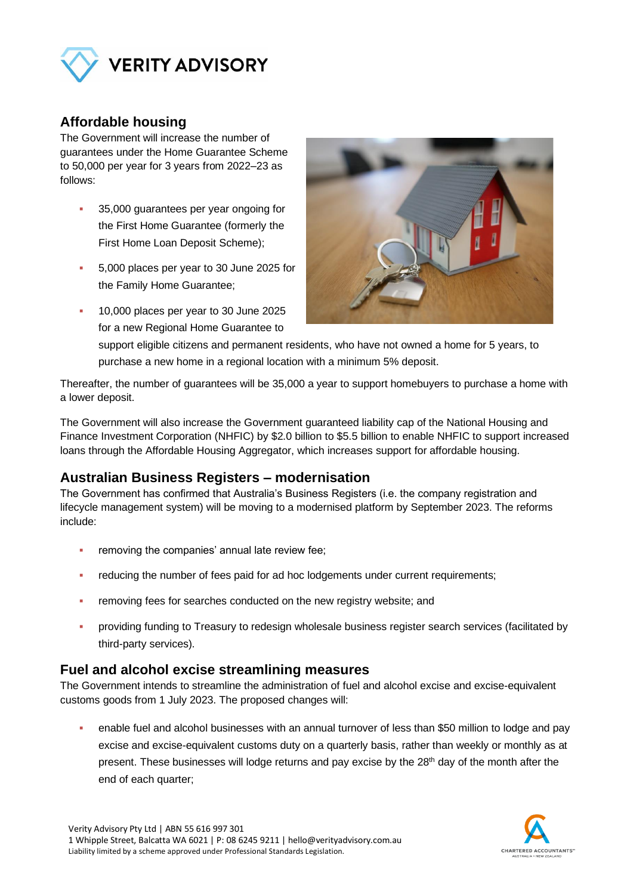## Affordable housing

The Government will increase the number of guarantees under the Home Guarantee Scheme to 50,000 per year for 3 years from 2022–23 as follows:

- 35,000 guarantees per year ongoing for the First Home Guarantee (formerly the First Home Loan Deposit Scheme);
- 5,000 places per year to 30 June 2025 for the Family Home Guarantee;
- 10,000 places per year to 30 June 2025 for a new Regional Home Guarantee to support eligible citizens and permanent residents, who have not owned a home for 5 years, to purchase a new home in a regional location with a minimum 5% deposit.

Thereafter, the number of guarantees will be 35,000 a year to support homebuyers to purchase a home with a lower deposit.

The Government will also increase the Government guaranteed liability cap of the National Housing and Finance Investment Corporation (NHFIC) by $2.0 billion to $5.5 billion to enable NHFIC to support increased loans through the Affordable Housing Aggregator, which increases support for affordable housing.

## Australian Business Registers – modernisation

The Government has confirmed that Australia's Business Registers (i.e. the company registration and lifecycle management system) will be moving to a modernised platform by September 2023. The reforms include:

- removing the companies' annual late review fee;
- reducing the number of fees paid for ad hoc lodgements under current requirements;
- removing fees for searches conducted on the new registry website; and
- providing funding to Treasury to redesign wholesale business register search services (facilitated by third-party services).

## Fuel and alcohol excise streamlining measures

The Government intends to streamline the administration of fuel and alcohol excise and excise-equivalent customs goods from 1 July 2023. The proposed changes will:

- enable fuel and alcohol businesses with an annual turnover of less than $50 million to lodge and pay excise and excise-equivalent customs duty on a quarterly basis, rather than weekly or monthly as at present. These businesses will lodge returns and pay excise by the 28th day of the month after the end of each quarter;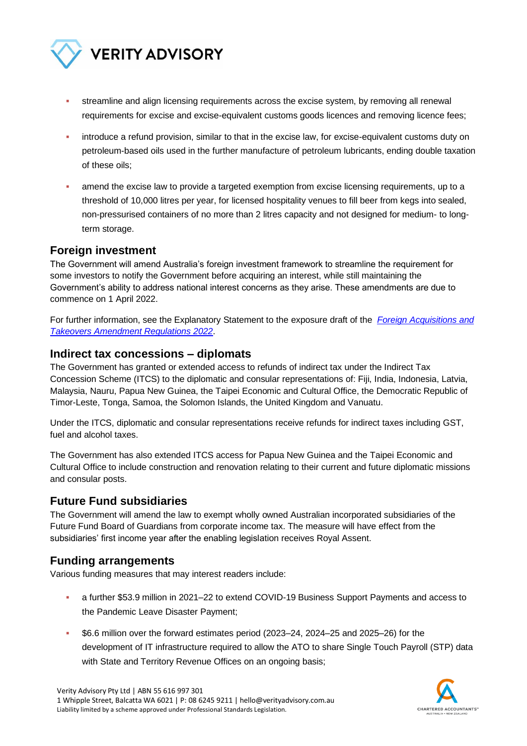- streamline and align licensing requirements across the excise system, by removing all renewal requirements for excise and excise-equivalent customs goods licences and removing licence fees;
- introduce a refund provision, similar to that in the excise law, for excise-equivalent customs duty on petroleum-based oils used in the further manufacture of petroleum lubricants, ending double taxation of these oils;
- amend the excise law to provide a targeted exemption from excise licensing requirements, up to a threshold of 10,000 litres per year, for licensed hospitality venues to fill beer from kegs into sealed, non-pressurised containers of no more than 2 litres capacity and not designed for medium- to long-term storage.

## Foreign investment

The Government will amend Australia's foreign investment framework to streamline the requirement for some investors to notify the Government before acquiring an interest, while still maintaining the Government's ability to address national interest concerns as they arise. These amendments are due to commence on 1 April 2022.

For further information, see the Explanatory Statement to the exposure draft of the *Foreign Acquisitions and Takeovers Amendment Regulations 2022*.

## Indirect tax concessions – diplomats

The Government has granted or extended access to refunds of indirect tax under the Indirect Tax Concession Scheme (ITCS) to the diplomatic and consular representations of: Fiji, India, Indonesia, Latvia, Malaysia, Nauru, Papua New Guinea, the Taipei Economic and Cultural Office, the Democratic Republic of Timor-Leste, Tonga, Samoa, the Solomon Islands, the United Kingdom and Vanuatu.

Under the ITCS, diplomatic and consular representations receive refunds for indirect taxes including GST, fuel and alcohol taxes.

The Government has also extended ITCS access for Papua New Guinea and the Taipei Economic and Cultural Office to include construction and renovation relating to their current and future diplomatic missions and consular posts.

## Future Fund subsidiaries

The Government will amend the law to exempt wholly owned Australian incorporated subsidiaries of the Future Fund Board of Guardians from corporate income tax. The measure will have effect from the subsidiaries' first income year after the enabling legislation receives Royal Assent.

## Funding arrangements

Various funding measures that may interest readers include:

- a further $53.9 million in 2021–22 to extend COVID-19 Business Support Payments and access to the Pandemic Leave Disaster Payment;
- $6.6 million over the forward estimates period (2023–24, 2024–25 and 2025–26) for the development of IT infrastructure required to allow the ATO to share Single Touch Payroll (STP) data with State and Territory Revenue Offices on an ongoing basis;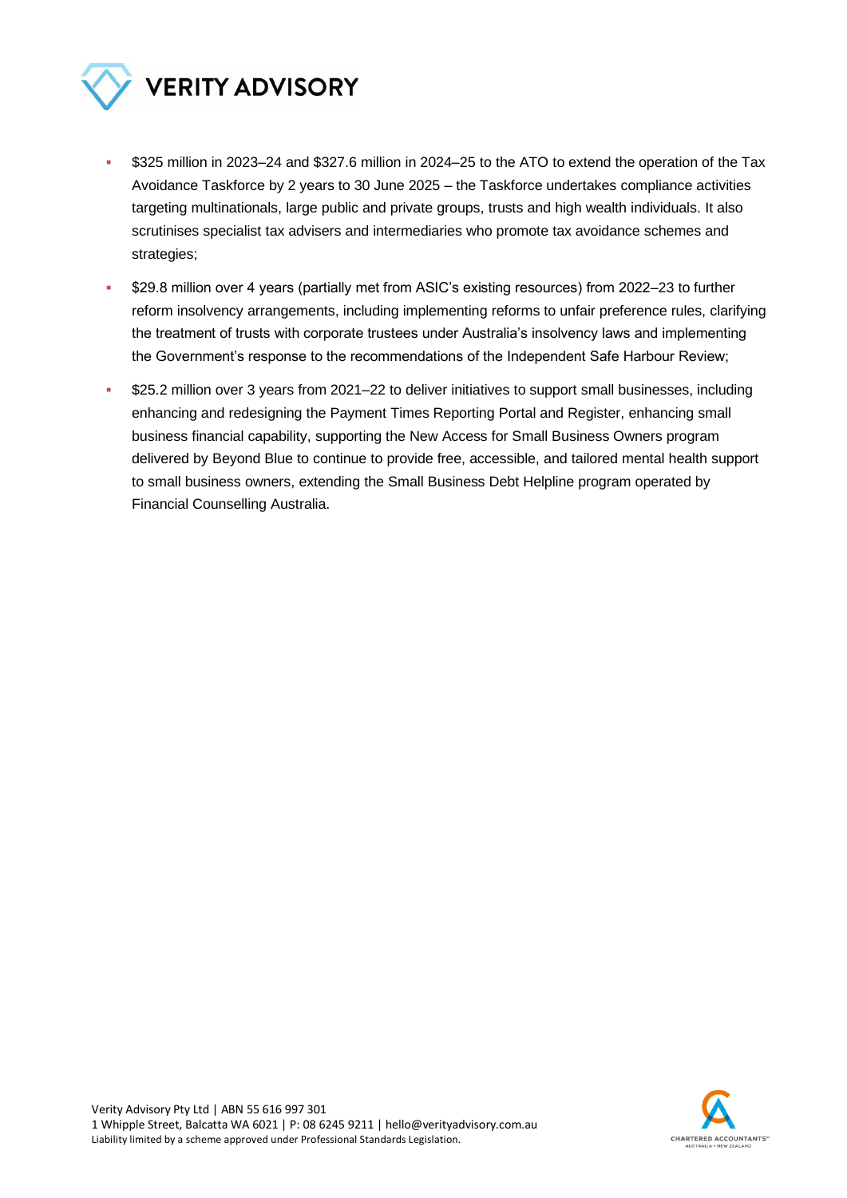- $325 million in 2023–24 and $327.6 million in 2024–25 to the ATO to extend the operation of the Tax Avoidance Taskforce by 2 years to 30 June 2025 – the Taskforce undertakes compliance activities targeting multinationals, large public and private groups, trusts and high wealth individuals. It also scrutinises specialist tax advisers and intermediaries who promote tax avoidance schemes and strategies;
- $29.8 million over 4 years (partially met from ASIC's existing resources) from 2022–23 to further reform insolvency arrangements, including implementing reforms to unfair preference rules, clarifying the treatment of trusts with corporate trustees under Australia's insolvency laws and implementing the Government's response to the recommendations of the Independent Safe Harbour Review;
- $25.2 million over 3 years from 2021–22 to deliver initiatives to support small businesses, including enhancing and redesigning the Payment Times Reporting Portal and Register, enhancing small business financial capability, supporting the New Access for Small Business Owners program delivered by Beyond Blue to continue to provide free, accessible, and tailored mental health support to small business owners, extending the Small Business Debt Helpline program operated by Financial Counselling Australia.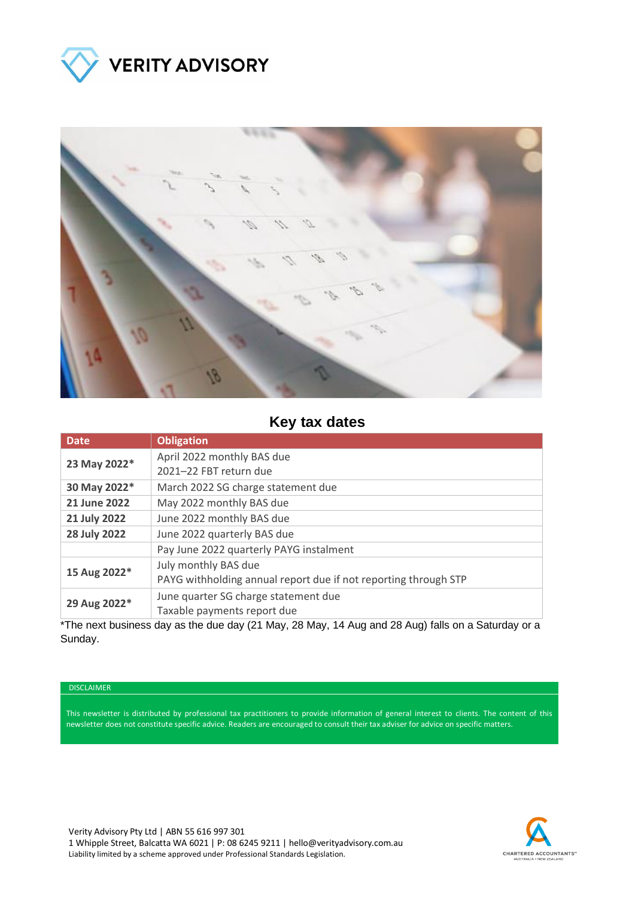VERITY ADVISORY

## Key tax dates

| Date | Obligation |
|---|---|
| **23 May 2022*** | April 2022 monthly BAS due<br>2021–22 FBT return due |
| **30 May 2022*** | March 2022 SG charge statement due |
| **21 June 2022** | May 2022 monthly BAS due |
| **21 July 2022** | June 2022 monthly BAS due |
| **28 July 2022** | June 2022 quarterly BAS due |
| | Pay June 2022 quarterly PAYG instalment |
| **15 Aug 2022*** | July monthly BAS due<br>PAYG withholding annual report due if not reporting through STP |
| **29 Aug 2022*** | June quarter SG charge statement due<br>Taxable payments report due |

*The next business day as the due day (21 May, 28 May, 14 Aug and 28 Aug) falls on a Saturday or a Sunday.

DISCLAIMER

This newsletter is distributed by professional tax practitioners to provide information of general interest to clients. The content of this newsletter does not constitute specific advice. Readers are encouraged to consult their tax adviser for advice on specific matters.

Verity Advisory Pty Ltd | ABN 55 616 997 301
1 Whipple Street, Balcatta WA 6021 | P: 08 6245 9211 | hello@verityadvisory.com.au
Liability limited by a scheme approved under Professional Standards Legislation.

CHARTERED ACCOUNTANTS™ AUSTRALIA + NEW ZEALAND